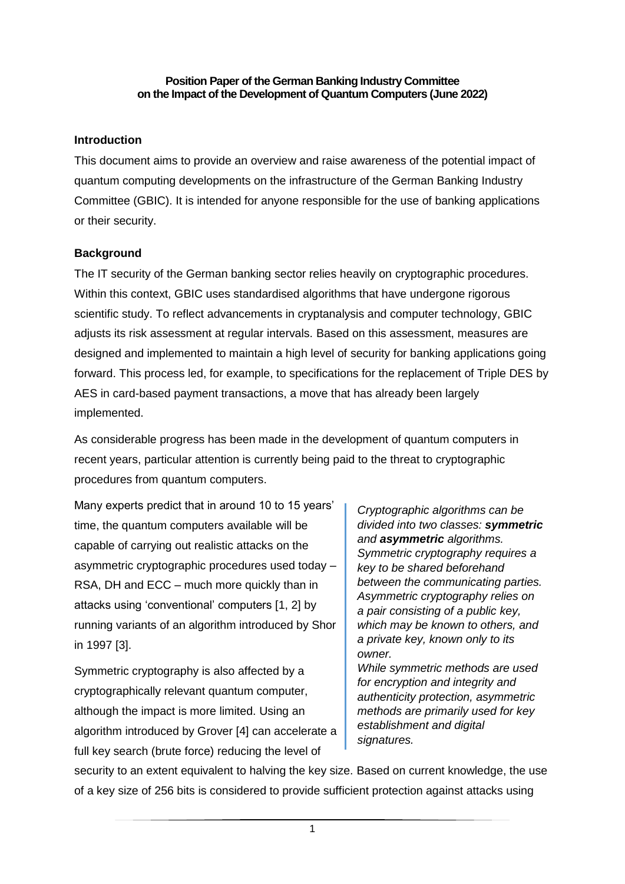**Position Paper of the German Banking Industry Committee on the Impact of the Development of Quantum Computers (June 2022)**

## Introduction

This document aims to provide an overview and raise awareness of the potential impact of quantum computing developments on the infrastructure of the German Banking Industry Committee (GBIC). It is intended for anyone responsible for the use of banking applications or their security.

## Background

The IT security of the German banking sector relies heavily on cryptographic procedures. Within this context, GBIC uses standardised algorithms that have undergone rigorous scientific study. To reflect advancements in cryptanalysis and computer technology, GBIC adjusts its risk assessment at regular intervals. Based on this assessment, measures are designed and implemented to maintain a high level of security for banking applications going forward. This process led, for example, to specifications for the replacement of Triple DES by AES in card-based payment transactions, a move that has already been largely implemented.

As considerable progress has been made in the development of quantum computers in recent years, particular attention is currently being paid to the threat to cryptographic procedures from quantum computers.

> *Cryptographic algorithms can be divided into two classes: **symmetric** and **asymmetric** algorithms. Symmetric cryptography requires a key to be shared beforehand between the communicating parties. Asymmetric cryptography relies on a pair consisting of a public key, which may be known to others, and a private key, known only to its owner.*
> *While symmetric methods are used for encryption and integrity and authenticity protection, asymmetric methods are primarily used for key establishment and digital signatures.*

Many experts predict that in around 10 to 15 years' time, the quantum computers available will be capable of carrying out realistic attacks on the asymmetric cryptographic procedures used today – RSA, DH and ECC – much more quickly than in attacks using 'conventional' computers [1, 2] by running variants of an algorithm introduced by Shor in 1997 [3].

Symmetric cryptography is also affected by a cryptographically relevant quantum computer, although the impact is more limited. Using an algorithm introduced by Grover [4] can accelerate a full key search (brute force) reducing the level of security to an extent equivalent to halving the key size. Based on current knowledge, the use of a key size of 256 bits is considered to provide sufficient protection against attacks using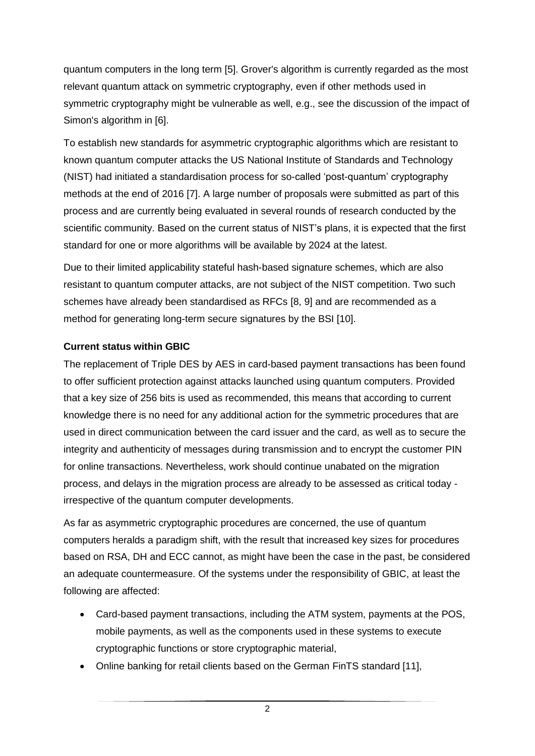quantum computers in the long term [5]. Grover's algorithm is currently regarded as the most relevant quantum attack on symmetric cryptography, even if other methods used in symmetric cryptography might be vulnerable as well, e.g., see the discussion of the impact of Simon's algorithm in [6].

To establish new standards for asymmetric cryptographic algorithms which are resistant to known quantum computer attacks the US National Institute of Standards and Technology (NIST) had initiated a standardisation process for so-called 'post-quantum' cryptography methods at the end of 2016 [7]. A large number of proposals were submitted as part of this process and are currently being evaluated in several rounds of research conducted by the scientific community. Based on the current status of NIST's plans, it is expected that the first standard for one or more algorithms will be available by 2024 at the latest.

Due to their limited applicability stateful hash-based signature schemes, which are also resistant to quantum computer attacks, are not subject of the NIST competition. Two such schemes have already been standardised as RFCs [8, 9] and are recommended as a method for generating long-term secure signatures by the BSI [10].

**Current status within GBIC**

The replacement of Triple DES by AES in card-based payment transactions has been found to offer sufficient protection against attacks launched using quantum computers. Provided that a key size of 256 bits is used as recommended, this means that according to current knowledge there is no need for any additional action for the symmetric procedures that are used in direct communication between the card issuer and the card, as well as to secure the integrity and authenticity of messages during transmission and to encrypt the customer PIN for online transactions. Nevertheless, work should continue unabated on the migration process, and delays in the migration process are already to be assessed as critical today - irrespective of the quantum computer developments.

As far as asymmetric cryptographic procedures are concerned, the use of quantum computers heralds a paradigm shift, with the result that increased key sizes for procedures based on RSA, DH and ECC cannot, as might have been the case in the past, be considered an adequate countermeasure. Of the systems under the responsibility of GBIC, at least the following are affected:

- Card-based payment transactions, including the ATM system, payments at the POS, mobile payments, as well as the components used in these systems to execute cryptographic functions or store cryptographic material,
- Online banking for retail clients based on the German FinTS standard [11],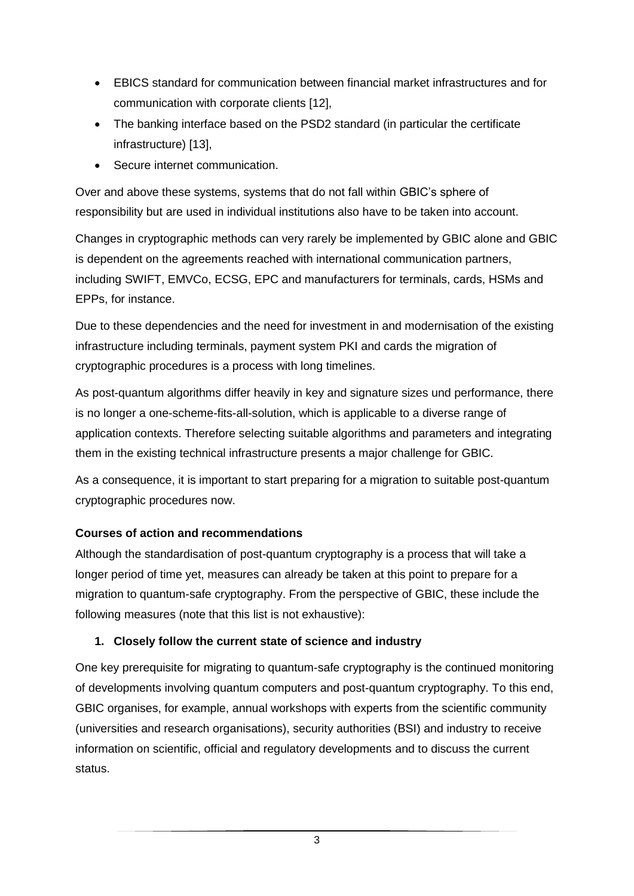- EBICS standard for communication between financial market infrastructures and for communication with corporate clients [12],
- The banking interface based on the PSD2 standard (in particular the certificate infrastructure) [13],
- Secure internet communication.

Over and above these systems, systems that do not fall within GBIC's sphere of responsibility but are used in individual institutions also have to be taken into account.

Changes in cryptographic methods can very rarely be implemented by GBIC alone and GBIC is dependent on the agreements reached with international communication partners, including SWIFT, EMVCo, ECSG, EPC and manufacturers for terminals, cards, HSMs and EPPs, for instance.

Due to these dependencies and the need for investment in and modernisation of the existing infrastructure including terminals, payment system PKI and cards the migration of cryptographic procedures is a process with long timelines.

As post-quantum algorithms differ heavily in key and signature sizes und performance, there is no longer a one-scheme-fits-all-solution, which is applicable to a diverse range of application contexts. Therefore selecting suitable algorithms and parameters and integrating them in the existing technical infrastructure presents a major challenge for GBIC.

As a consequence, it is important to start preparing for a migration to suitable post-quantum cryptographic procedures now.

**Courses of action and recommendations**

Although the standardisation of post-quantum cryptography is a process that will take a longer period of time yet, measures can already be taken at this point to prepare for a migration to quantum-safe cryptography. From the perspective of GBIC, these include the following measures (note that this list is not exhaustive):

1. **Closely follow the current state of science and industry**

One key prerequisite for migrating to quantum-safe cryptography is the continued monitoring of developments involving quantum computers and post-quantum cryptography. To this end, GBIC organises, for example, annual workshops with experts from the scientific community (universities and research organisations), security authorities (BSI) and industry to receive information on scientific, official and regulatory developments and to discuss the current status.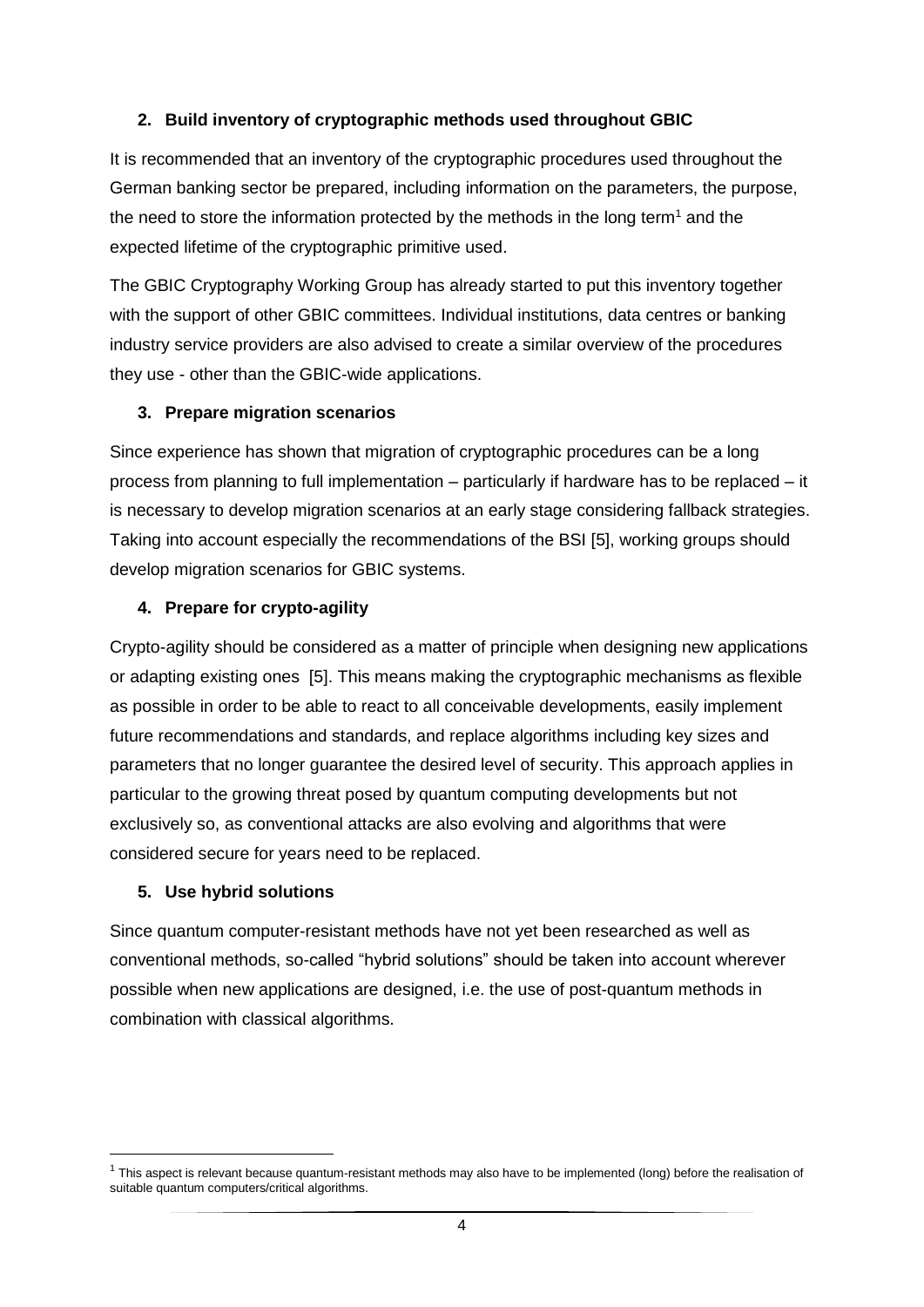### 2. Build inventory of cryptographic methods used throughout GBIC

It is recommended that an inventory of the cryptographic procedures used throughout the German banking sector be prepared, including information on the parameters, the purpose, the need to store the information protected by the methods in the long term[1] and the expected lifetime of the cryptographic primitive used.

The GBIC Cryptography Working Group has already started to put this inventory together with the support of other GBIC committees. Individual institutions, data centres or banking industry service providers are also advised to create a similar overview of the procedures they use - other than the GBIC-wide applications.

### 3. Prepare migration scenarios

Since experience has shown that migration of cryptographic procedures can be a long process from planning to full implementation – particularly if hardware has to be replaced – it is necessary to develop migration scenarios at an early stage considering fallback strategies. Taking into account especially the recommendations of the BSI [5], working groups should develop migration scenarios for GBIC systems.

### 4. Prepare for crypto-agility

Crypto-agility should be considered as a matter of principle when designing new applications or adapting existing ones [5]. This means making the cryptographic mechanisms as flexible as possible in order to be able to react to all conceivable developments, easily implement future recommendations and standards, and replace algorithms including key sizes and parameters that no longer guarantee the desired level of security. This approach applies in particular to the growing threat posed by quantum computing developments but not exclusively so, as conventional attacks are also evolving and algorithms that were considered secure for years need to be replaced.

### 5. Use hybrid solutions

Since quantum computer-resistant methods have not yet been researched as well as conventional methods, so-called "hybrid solutions" should be taken into account wherever possible when new applications are designed, i.e. the use of post-quantum methods in combination with classical algorithms.

[1] This aspect is relevant because quantum-resistant methods may also have to be implemented (long) before the realisation of suitable quantum computers/critical algorithms.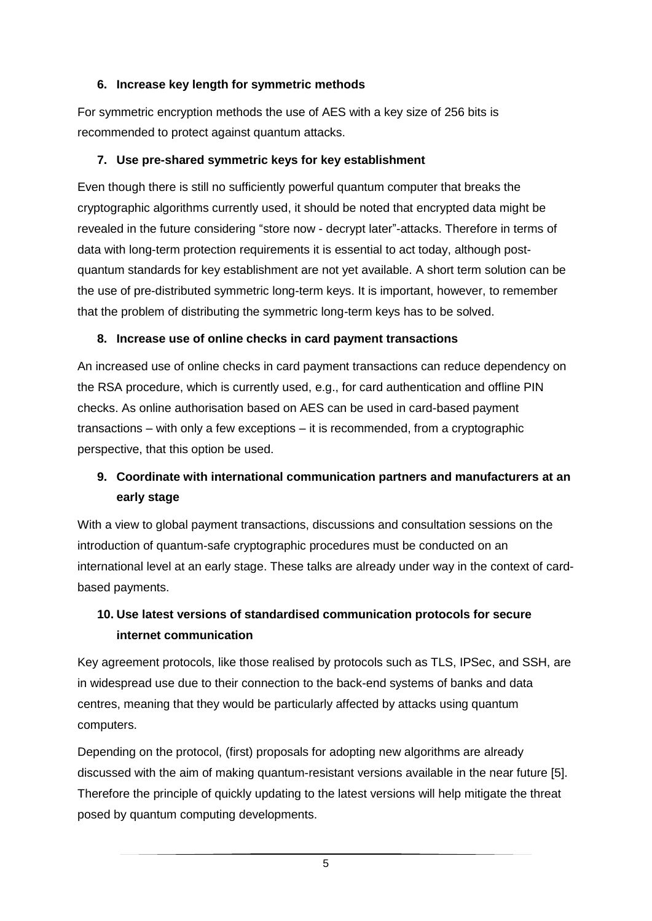### 6. Increase key length for symmetric methods

For symmetric encryption methods the use of AES with a key size of 256 bits is recommended to protect against quantum attacks.

### 7. Use pre-shared symmetric keys for key establishment

Even though there is still no sufficiently powerful quantum computer that breaks the cryptographic algorithms currently used, it should be noted that encrypted data might be revealed in the future considering "store now - decrypt later"-attacks. Therefore in terms of data with long-term protection requirements it is essential to act today, although post-quantum standards for key establishment are not yet available. A short term solution can be the use of pre-distributed symmetric long-term keys. It is important, however, to remember that the problem of distributing the symmetric long-term keys has to be solved.

### 8. Increase use of online checks in card payment transactions

An increased use of online checks in card payment transactions can reduce dependency on the RSA procedure, which is currently used, e.g., for card authentication and offline PIN checks. As online authorisation based on AES can be used in card-based payment transactions – with only a few exceptions – it is recommended, from a cryptographic perspective, that this option be used.

### 9. Coordinate with international communication partners and manufacturers at an early stage

With a view to global payment transactions, discussions and consultation sessions on the introduction of quantum-safe cryptographic procedures must be conducted on an international level at an early stage. These talks are already under way in the context of card-based payments.

### 10. Use latest versions of standardised communication protocols for secure internet communication

Key agreement protocols, like those realised by protocols such as TLS, IPSec, and SSH, are in widespread use due to their connection to the back-end systems of banks and data centres, meaning that they would be particularly affected by attacks using quantum computers.

Depending on the protocol, (first) proposals for adopting new algorithms are already discussed with the aim of making quantum-resistant versions available in the near future [5]. Therefore the principle of quickly updating to the latest versions will help mitigate the threat posed by quantum computing developments.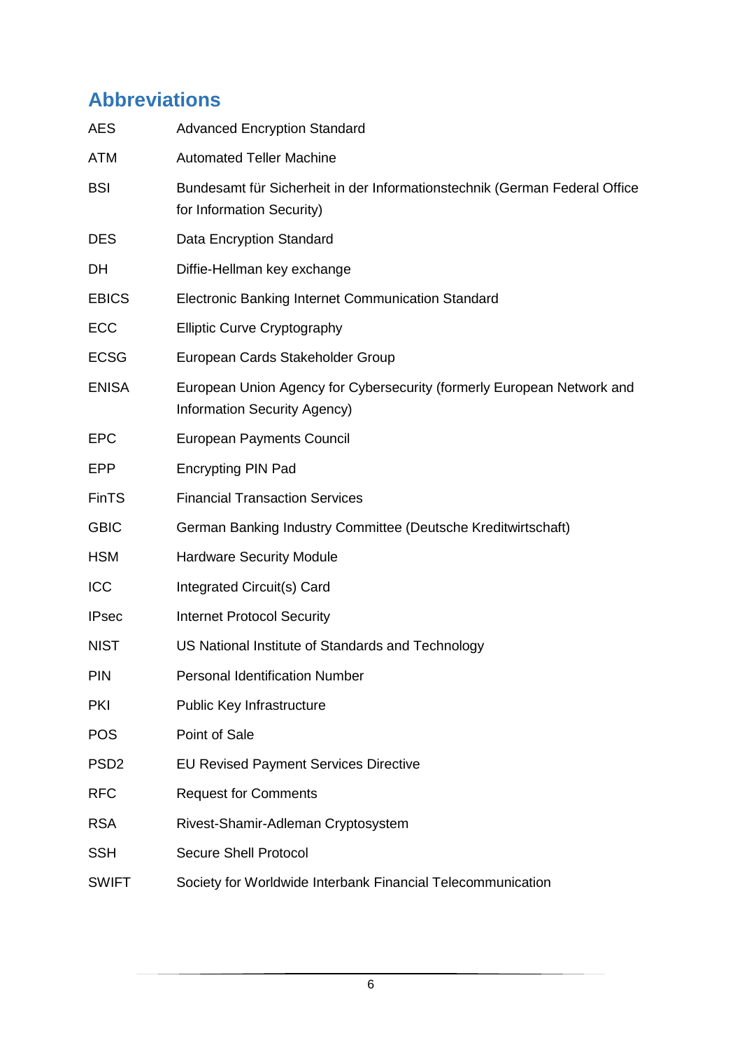## Abbreviations

| | |
|---|---|
| AES | Advanced Encryption Standard |
| ATM | Automated Teller Machine |
| BSI | Bundesamt für Sicherheit in der Informationstechnik (German Federal Office for Information Security) |
| DES | Data Encryption Standard |
| DH | Diffie-Hellman key exchange |
| EBICS | Electronic Banking Internet Communication Standard |
| ECC | Elliptic Curve Cryptography |
| ECSG | European Cards Stakeholder Group |
| ENISA | European Union Agency for Cybersecurity (formerly European Network and Information Security Agency) |
| EPC | European Payments Council |
| EPP | Encrypting PIN Pad |
| FinTS | Financial Transaction Services |
| GBIC | German Banking Industry Committee (Deutsche Kreditwirtschaft) |
| HSM | Hardware Security Module |
| ICC | Integrated Circuit(s) Card |
| IPsec | Internet Protocol Security |
| NIST | US National Institute of Standards and Technology |
| PIN | Personal Identification Number |
| PKI | Public Key Infrastructure |
| POS | Point of Sale |
| PSD2 | EU Revised Payment Services Directive |
| RFC | Request for Comments |
| RSA | Rivest-Shamir-Adleman Cryptosystem |
| SSH | Secure Shell Protocol |
| SWIFT | Society for Worldwide Interbank Financial Telecommunication |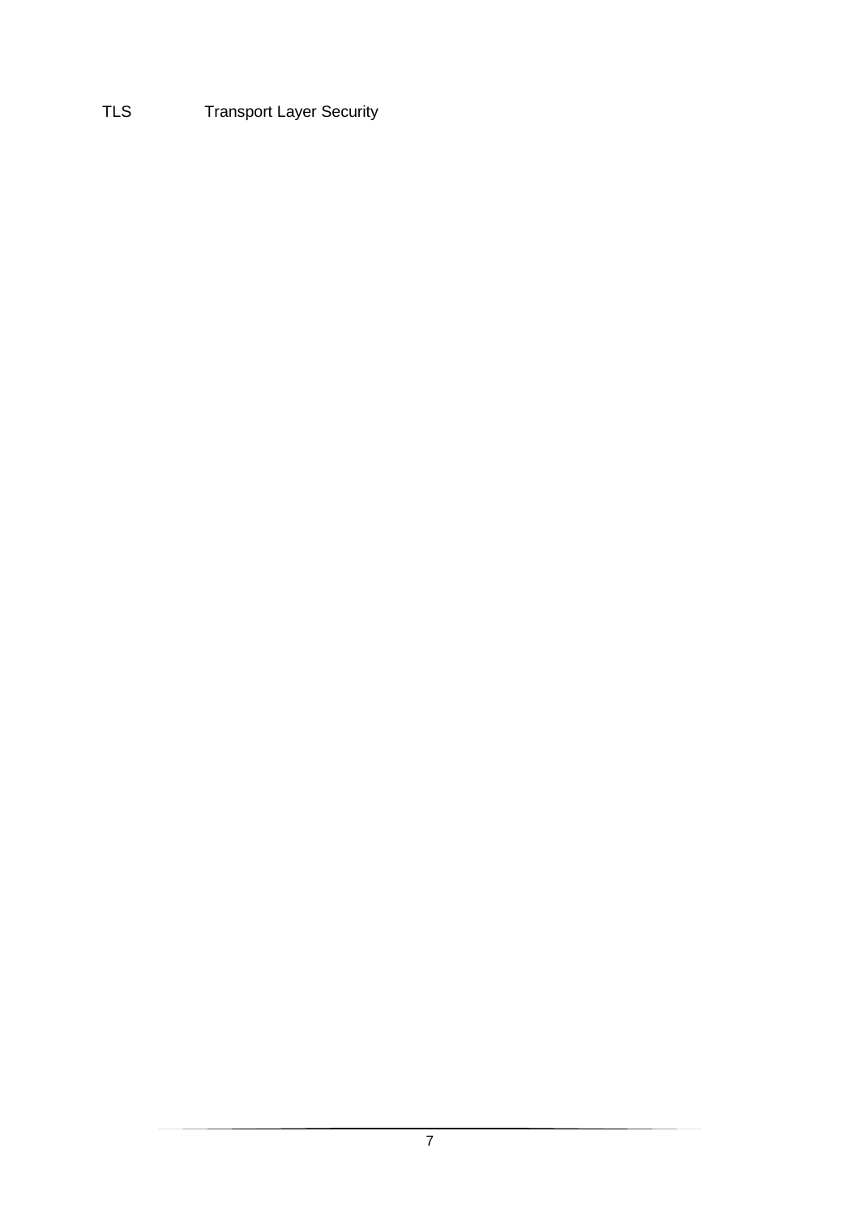TLS Transport Layer Security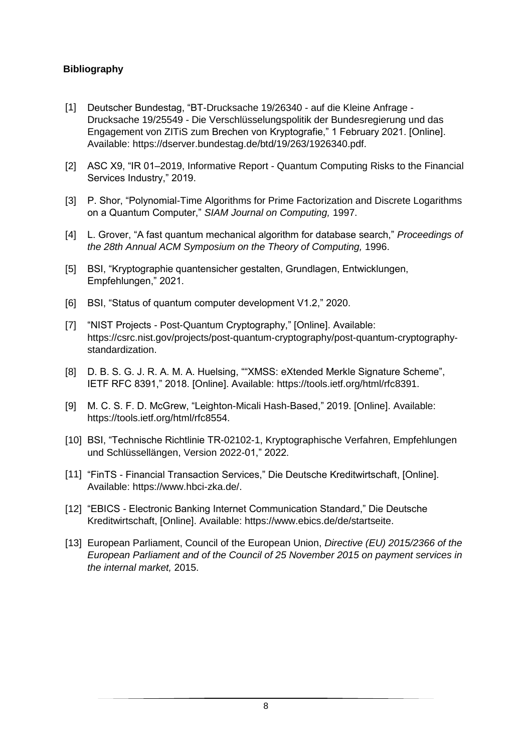**Bibliography**

[1] Deutscher Bundestag, "BT-Drucksache 19/26340 - auf die Kleine Anfrage - Drucksache 19/25549 - Die Verschlüsselungspolitik der Bundesregierung und das Engagement von ZITiS zum Brechen von Kryptografie," 1 February 2021. [Online]. Available: https://dserver.bundestag.de/btd/19/263/1926340.pdf.

[2] ASC X9, "IR 01–2019, Informative Report - Quantum Computing Risks to the Financial Services Industry," 2019.

[3] P. Shor, "Polynomial-Time Algorithms for Prime Factorization and Discrete Logarithms on a Quantum Computer," *SIAM Journal on Computing,* 1997.

[4] L. Grover, "A fast quantum mechanical algorithm for database search," *Proceedings of the 28th Annual ACM Symposium on the Theory of Computing,* 1996.

[5] BSI, "Kryptographie quantensicher gestalten, Grundlagen, Entwicklungen, Empfehlungen," 2021.

[6] BSI, "Status of quantum computer development V1.2," 2020.

[7] "NIST Projects - Post-Quantum Cryptography," [Online]. Available: https://csrc.nist.gov/projects/post-quantum-cryptography/post-quantum-cryptography-standardization.

[8] D. B. S. G. J. R. A. M. A. Huelsing, ""XMSS: eXtended Merkle Signature Scheme", IETF RFC 8391," 2018. [Online]. Available: https://tools.ietf.org/html/rfc8391.

[9] M. C. S. F. D. McGrew, "Leighton-Micali Hash-Based," 2019. [Online]. Available: https://tools.ietf.org/html/rfc8554.

[10] BSI, "Technische Richtlinie TR-02102-1, Kryptographische Verfahren, Empfehlungen und Schlüssellängen, Version 2022-01," 2022.

[11] "FinTS - Financial Transaction Services," Die Deutsche Kreditwirtschaft, [Online]. Available: https://www.hbci-zka.de/.

[12] "EBICS - Electronic Banking Internet Communication Standard," Die Deutsche Kreditwirtschaft, [Online]. Available: https://www.ebics.de/de/startseite.

[13] European Parliament, Council of the European Union, *Directive (EU) 2015/2366 of the European Parliament and of the Council of 25 November 2015 on payment services in the internal market,* 2015.